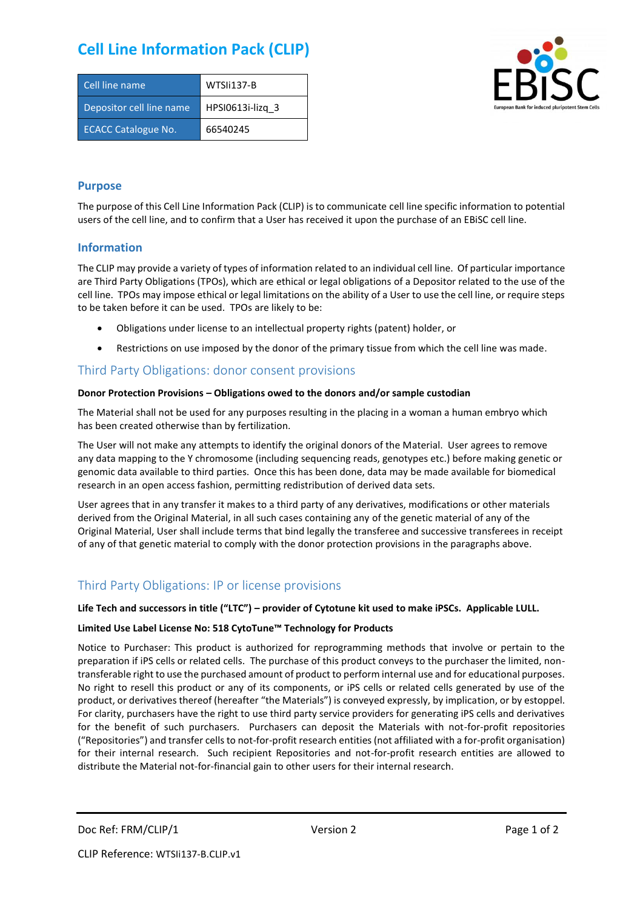# Cell Line Information Pack (CLIP)

| Cell line name | WTSIi137-B |
|---|---|
| Depositor cell line name | HPSI0613i-lizq_3 |
| ECACC Catalogue No. | 66540245 |

## Purpose

The purpose of this Cell Line Information Pack (CLIP) is to communicate cell line specific information to potential users of the cell line, and to confirm that a User has received it upon the purchase of an EBiSC cell line.

## Information

The CLIP may provide a variety of types of information related to an individual cell line. Of particular importance are Third Party Obligations (TPOs), which are ethical or legal obligations of a Depositor related to the use of the cell line. TPOs may impose ethical or legal limitations on the ability of a User to use the cell line, or require steps to be taken before it can be used. TPOs are likely to be:

- Obligations under license to an intellectual property rights (patent) holder, or
- Restrictions on use imposed by the donor of the primary tissue from which the cell line was made.

## Third Party Obligations: donor consent provisions

**Donor Protection Provisions – Obligations owed to the donors and/or sample custodian**

The Material shall not be used for any purposes resulting in the placing in a woman a human embryo which has been created otherwise than by fertilization.

The User will not make any attempts to identify the original donors of the Material. User agrees to remove any data mapping to the Y chromosome (including sequencing reads, genotypes etc.) before making genetic or genomic data available to third parties. Once this has been done, data may be made available for biomedical research in an open access fashion, permitting redistribution of derived data sets.

User agrees that in any transfer it makes to a third party of any derivatives, modifications or other materials derived from the Original Material, in all such cases containing any of the genetic material of any of the Original Material, User shall include terms that bind legally the transferee and successive transferees in receipt of any of that genetic material to comply with the donor protection provisions in the paragraphs above.

## Third Party Obligations: IP or license provisions

**Life Tech and successors in title ("LTC") – provider of Cytotune kit used to make iPSCs. Applicable LULL.**

**Limited Use Label License No: 518 CytoTune™ Technology for Products**

Notice to Purchaser: This product is authorized for reprogramming methods that involve or pertain to the preparation if iPS cells or related cells. The purchase of this product conveys to the purchaser the limited, non-transferable right to use the purchased amount of product to perform internal use and for educational purposes. No right to resell this product or any of its components, or iPS cells or related cells generated by use of the product, or derivatives thereof (hereafter "the Materials") is conveyed expressly, by implication, or by estoppel. For clarity, purchasers have the right to use third party service providers for generating iPS cells and derivatives for the benefit of such purchasers. Purchasers can deposit the Materials with not-for-profit repositories ("Repositories") and transfer cells to not-for-profit research entities (not affiliated with a for-profit organisation) for their internal research. Such recipient Repositories and not-for-profit research entities are allowed to distribute the Material not-for-financial gain to other users for their internal research.

CLIP Reference: WTSIi137-B.CLIP.v1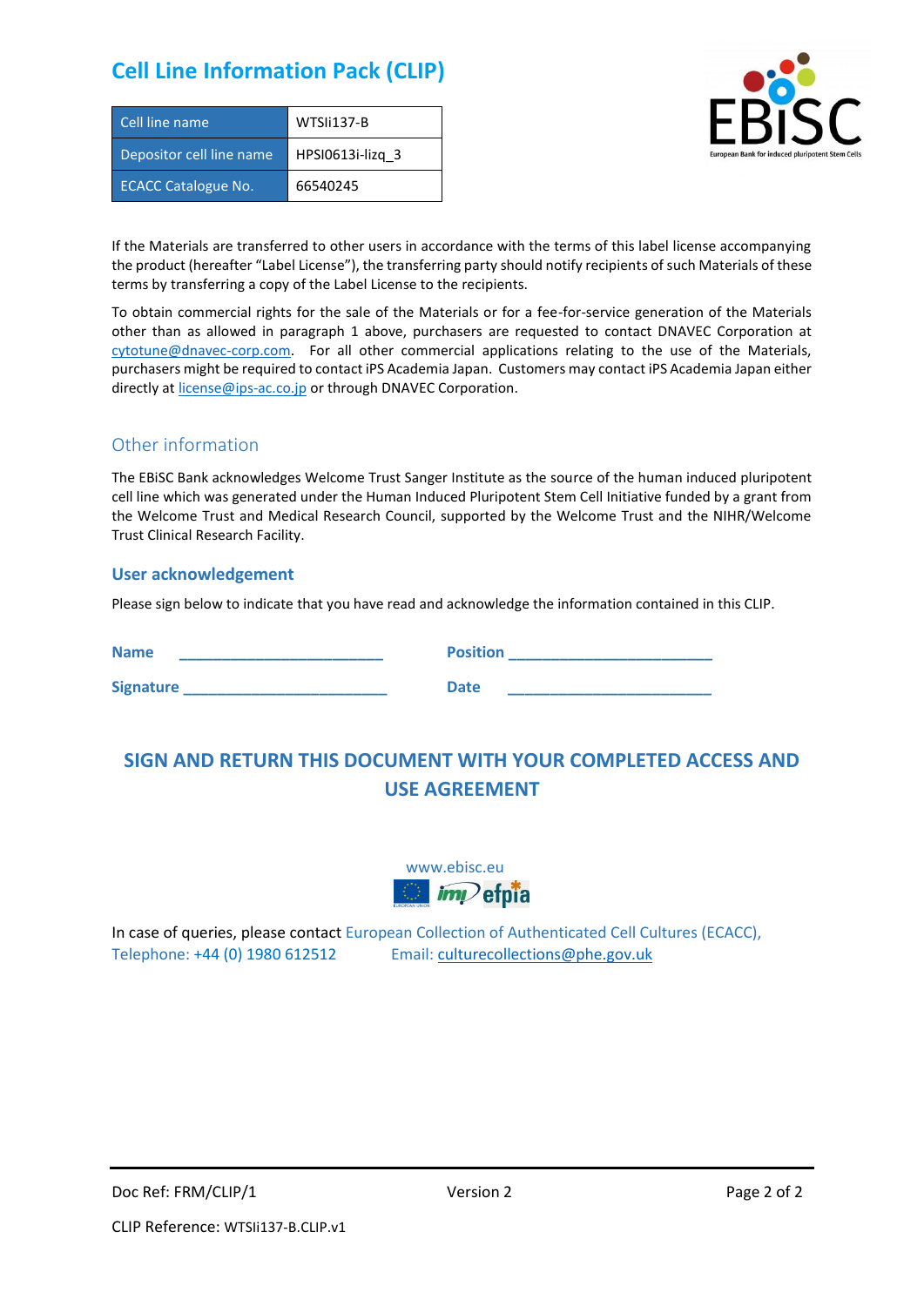# Cell Line Information Pack (CLIP)

| | |
|---|---|
| Cell line name | WTSIi137-B |
| Depositor cell line name | HPSI0613i-lizq_3 |
| ECACC Catalogue No. | 66540245 |

If the Materials are transferred to other users in accordance with the terms of this label license accompanying the product (hereafter "Label License"), the transferring party should notify recipients of such Materials of these terms by transferring a copy of the Label License to the recipients.

To obtain commercial rights for the sale of the Materials or for a fee-for-service generation of the Materials other than as allowed in paragraph 1 above, purchasers are requested to contact DNAVEC Corporation at cytotune@dnavec-corp.com. For all other commercial applications relating to the use of the Materials, purchasers might be required to contact iPS Academia Japan. Customers may contact iPS Academia Japan either directly at license@ips-ac.co.jp or through DNAVEC Corporation.

## Other information

The EBiSC Bank acknowledges Welcome Trust Sanger Institute as the source of the human induced pluripotent cell line which was generated under the Human Induced Pluripotent Stem Cell Initiative funded by a grant from the Welcome Trust and Medical Research Council, supported by the Welcome Trust and the NIHR/Welcome Trust Clinical Research Facility.

### User acknowledgement

Please sign below to indicate that you have read and acknowledge the information contained in this CLIP.

**Name** ________________________ **Position** ________________________

**Signature** ________________________ **Date** ________________________

## SIGN AND RETURN THIS DOCUMENT WITH YOUR COMPLETED ACCESS AND USE AGREEMENT

www.ebisc.eu

In case of queries, please contact European Collection of Authenticated Cell Cultures (ECACC), Telephone: +44 (0) 1980 612512 Email: culturecollections@phe.gov.uk

Doc Ref: FRM/CLIP/1 Version 2

CLIP Reference: WTSIi137-B.CLIP.v1